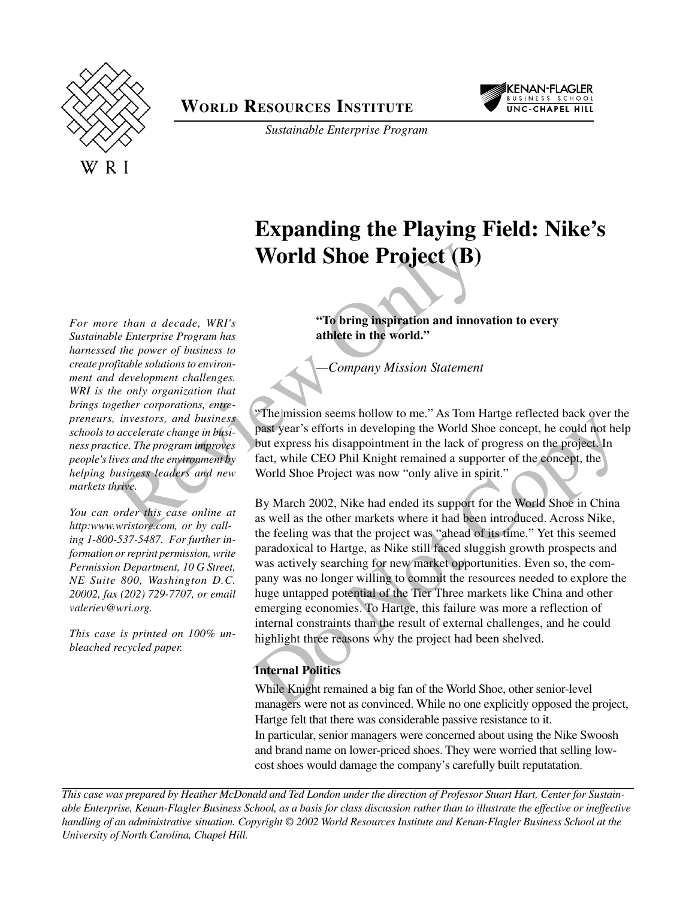**World Resources Institute**

*Sustainable Enterprise Program*

# Expanding the Playing Field: Nike's World Shoe Project (B)

*For more than a decade, WRI's Sustainable Enterprise Program has harnessed the power of business to create profitable solutions to environment and development challenges. WRI is the only organization that brings together corporations, entrepreneurs, investors, and business schools to accelerate change in business practice. The program improves people's lives and the environment by helping business leaders and new markets thrive.*

*You can order this case online at http:www.wristore.com, or by calling 1-800-537-5487. For further information or reprint permission, write Permission Department, 10 G Street, NE Suite 800, Washington D.C. 20002, fax (202) 729-7707, or email valeriev@wri.org.*

*This case is printed on 100% unbleached recycled paper.*

**"To bring inspiration and innovation to every athlete in the world."**

—*Company Mission Statement*

"The mission seems hollow to me." As Tom Hartge reflected back over the past year's efforts in developing the World Shoe concept, he could not help but express his disappointment in the lack of progress on the project. In fact, while CEO Phil Knight remained a supporter of the concept, the World Shoe Project was now "only alive in spirit."

By March 2002, Nike had ended its support for the World Shoe in China as well as the other markets where it had been introduced. Across Nike, the feeling was that the project was "ahead of its time." Yet this seemed paradoxical to Hartge, as Nike still faced sluggish growth prospects and was actively searching for new market opportunities. Even so, the company was no longer willing to commit the resources needed to explore the huge untapped potential of the Tier Three markets like China and other emerging economies. To Hartge, this failure was more a reflection of internal constraints than the result of external challenges, and he could highlight three reasons why the project had been shelved.

### Internal Politics

While Knight remained a big fan of the World Shoe, other senior-level managers were not as convinced. While no one explicitly opposed the project, Hartge felt that there was considerable passive resistance to it.
In particular, senior managers were concerned about using the Nike Swoosh and brand name on lower-priced shoes. They were worried that selling low-cost shoes would damage the company's carefully built reputatation.

*This case was prepared by Heather McDonald and Ted London under the direction of Professor Stuart Hart, Center for Sustainable Enterprise, Kenan-Flagler Business School, as a basis for class discussion rather than to illustrate the effective or ineffective handling of an administrative situation. Copyright © 2002 World Resources Institute and Kenan-Flagler Business School at the University of North Carolina, Chapel Hill.*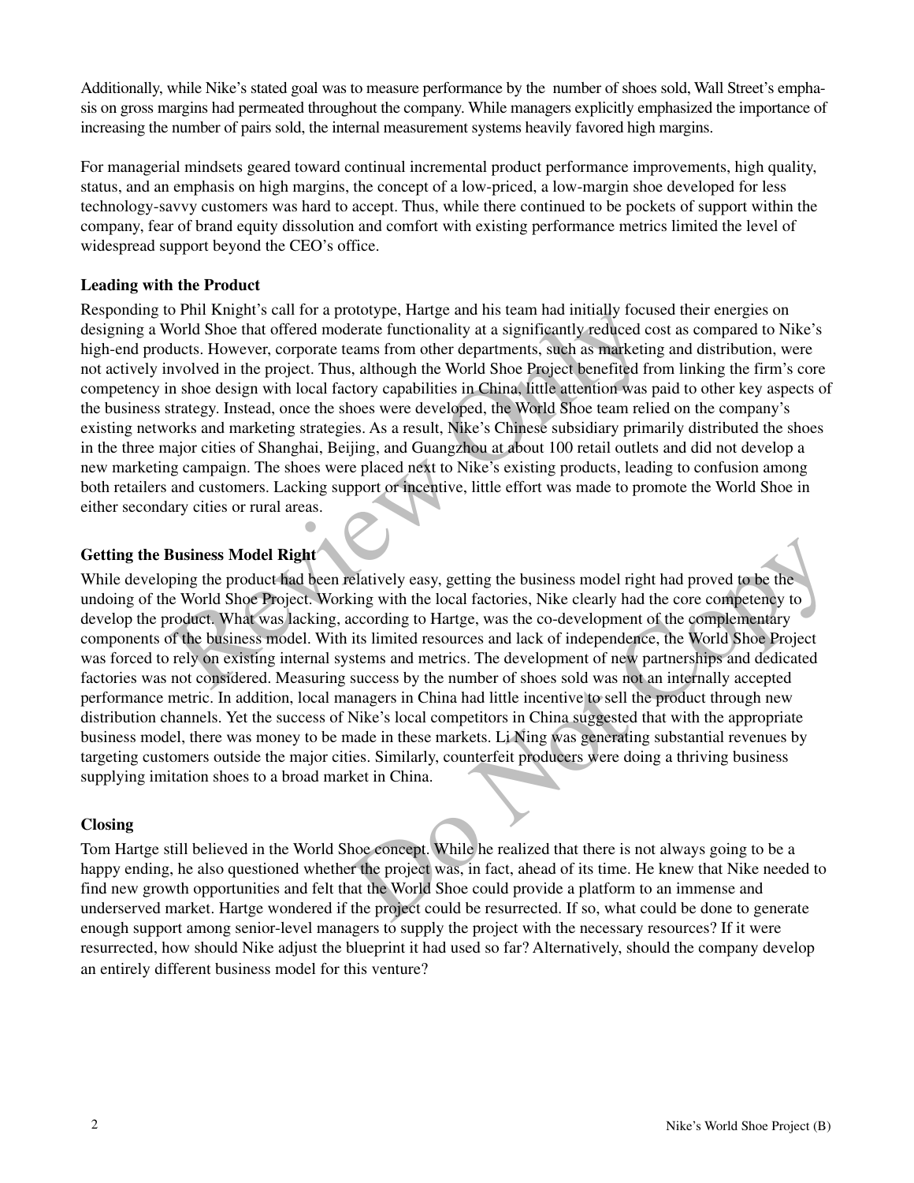Additionally, while Nike's stated goal was to measure performance by the number of shoes sold, Wall Street's emphasis on gross margins had permeated throughout the company. While managers explicitly emphasized the importance of increasing the number of pairs sold, the internal measurement systems heavily favored high margins.

For managerial mindsets geared toward continual incremental product performance improvements, high quality, status, and an emphasis on high margins, the concept of a low-priced, a low-margin shoe developed for less technology-savvy customers was hard to accept. Thus, while there continued to be pockets of support within the company, fear of brand equity dissolution and comfort with existing performance metrics limited the level of widespread support beyond the CEO's office.

**Leading with the Product**

Responding to Phil Knight's call for a prototype, Hartge and his team had initially focused their energies on designing a World Shoe that offered moderate functionality at a significantly reduced cost as compared to Nike's high-end products. However, corporate teams from other departments, such as marketing and distribution, were not actively involved in the project. Thus, although the World Shoe Project benefited from linking the firm's core competency in shoe design with local factory capabilities in China, little attention was paid to other key aspects of the business strategy. Instead, once the shoes were developed, the World Shoe team relied on the company's existing networks and marketing strategies. As a result, Nike's Chinese subsidiary primarily distributed the shoes in the three major cities of Shanghai, Beijing, and Guangzhou at about 100 retail outlets and did not develop a new marketing campaign. The shoes were placed next to Nike's existing products, leading to confusion among both retailers and customers. Lacking support or incentive, little effort was made to promote the World Shoe in either secondary cities or rural areas.

**Getting the Business Model Right**

While developing the product had been relatively easy, getting the business model right had proved to be the undoing of the World Shoe Project. Working with the local factories, Nike clearly had the core competency to develop the product. What was lacking, according to Hartge, was the co-development of the complementary components of the business model. With its limited resources and lack of independence, the World Shoe Project was forced to rely on existing internal systems and metrics. The development of new partnerships and dedicated factories was not considered. Measuring success by the number of shoes sold was not an internally accepted performance metric. In addition, local managers in China had little incentive to sell the product through new distribution channels. Yet the success of Nike's local competitors in China suggested that with the appropriate business model, there was money to be made in these markets. Li Ning was generating substantial revenues by targeting customers outside the major cities. Similarly, counterfeit producers were doing a thriving business supplying imitation shoes to a broad market in China.

**Closing**

Tom Hartge still believed in the World Shoe concept. While he realized that there is not always going to be a happy ending, he also questioned whether the project was, in fact, ahead of its time. He knew that Nike needed to find new growth opportunities and felt that the World Shoe could provide a platform to an immense and underserved market. Hartge wondered if the project could be resurrected. If so, what could be done to generate enough support among senior-level managers to supply the project with the necessary resources? If it were resurrected, how should Nike adjust the blueprint it had used so far? Alternatively, should the company develop an entirely different business model for this venture?